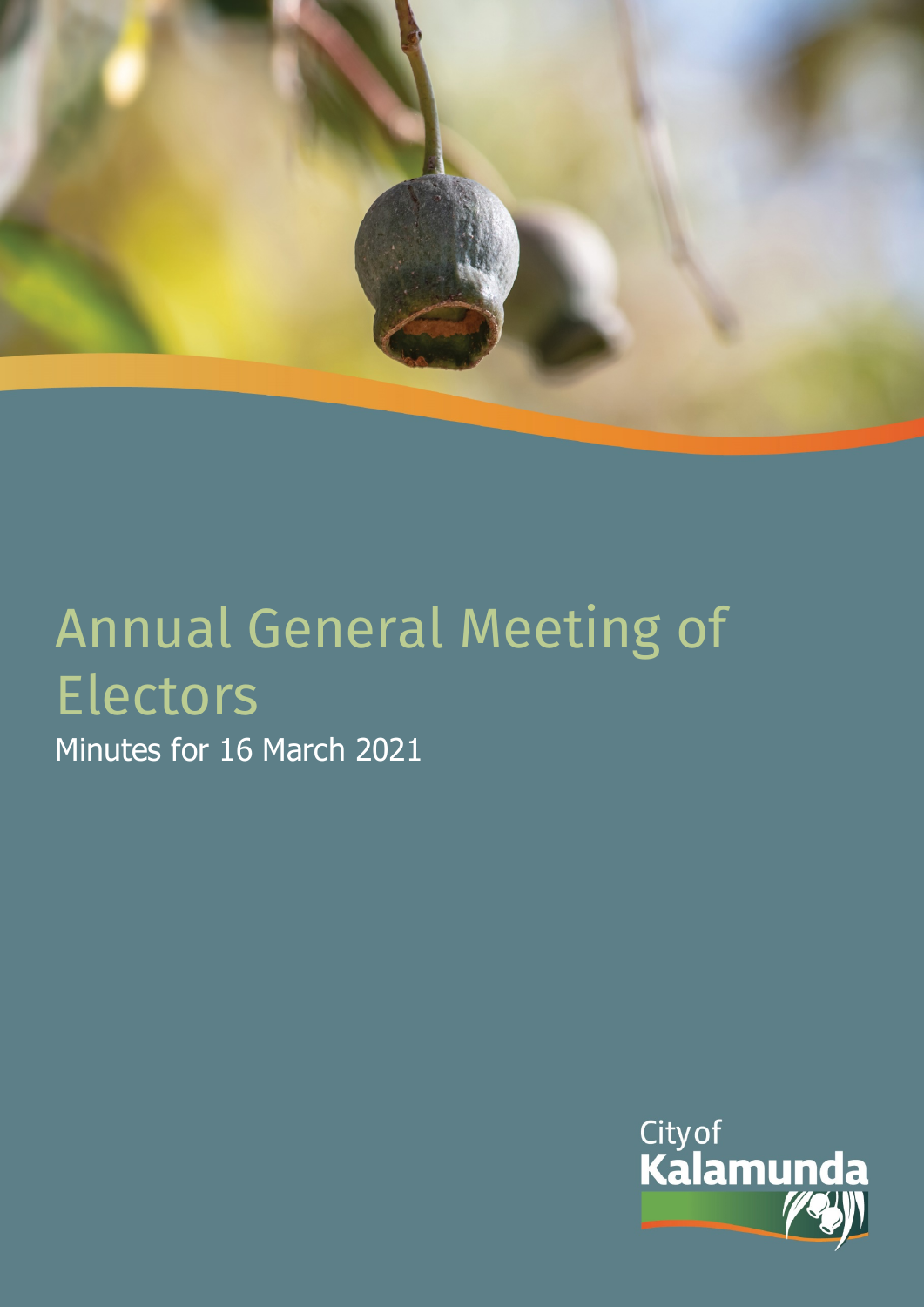# Annual General Meeting of Electors

Minutes for 16 March 2021

City of Kalamunda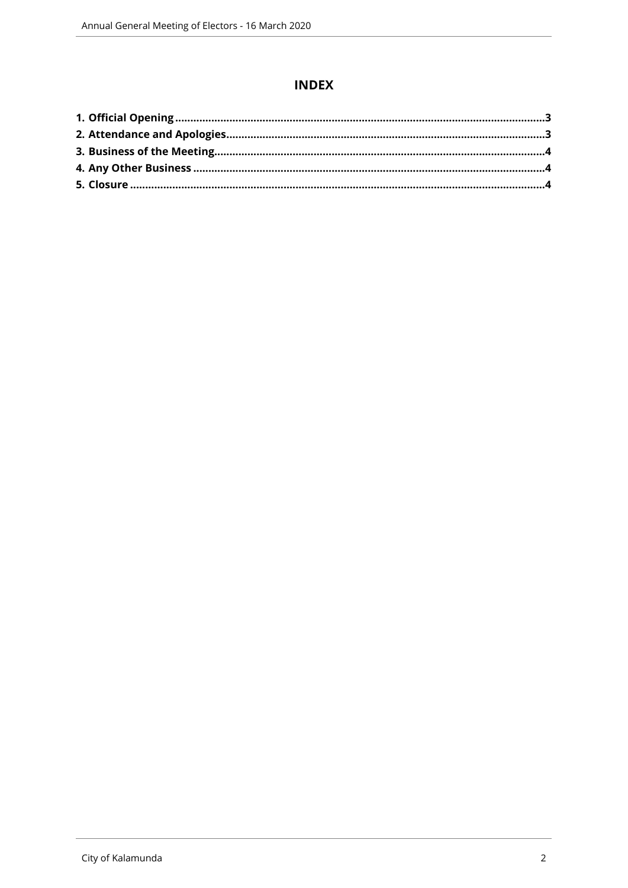# INDEX

**1. Official Opening** ........................................................................................................3
**2. Attendance and Apologies**..............................................................................................3
**3. Business of the Meeting**.................................................................................................4
**4. Any Other Business** .......................................................................................................4
**5. Closure** ...........................................................................................................................4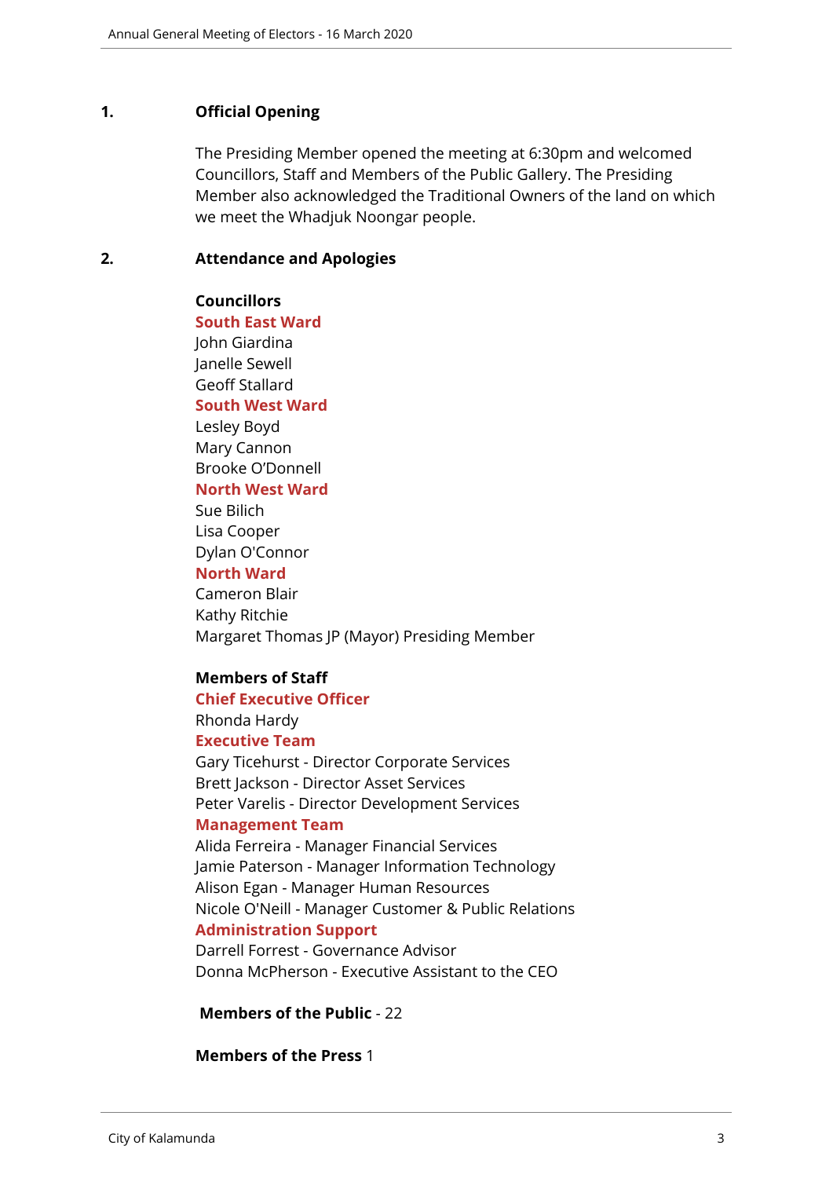## 1. Official Opening

The Presiding Member opened the meeting at 6:30pm and welcomed Councillors, Staff and Members of the Public Gallery. The Presiding Member also acknowledged the Traditional Owners of the land on which we meet the Whadjuk Noongar people.

## 2. Attendance and Apologies

**Councillors**

**South East Ward**
John Giardina
Janelle Sewell
Geoff Stallard

**South West Ward**
Lesley Boyd
Mary Cannon
Brooke O'Donnell

**North West Ward**
Sue Bilich
Lisa Cooper
Dylan O'Connor

**North Ward**
Cameron Blair
Kathy Ritchie
Margaret Thomas JP (Mayor) Presiding Member

**Members of Staff**

**Chief Executive Officer**
Rhonda Hardy

**Executive Team**
Gary Ticehurst - Director Corporate Services
Brett Jackson - Director Asset Services
Peter Varelis - Director Development Services

**Management Team**
Alida Ferreira - Manager Financial Services
Jamie Paterson - Manager Information Technology
Alison Egan - Manager Human Resources
Nicole O'Neill - Manager Customer & Public Relations

**Administration Support**
Darrell Forrest - Governance Advisor
Donna McPherson - Executive Assistant to the CEO

**Members of the Public** - 22

**Members of the Press** 1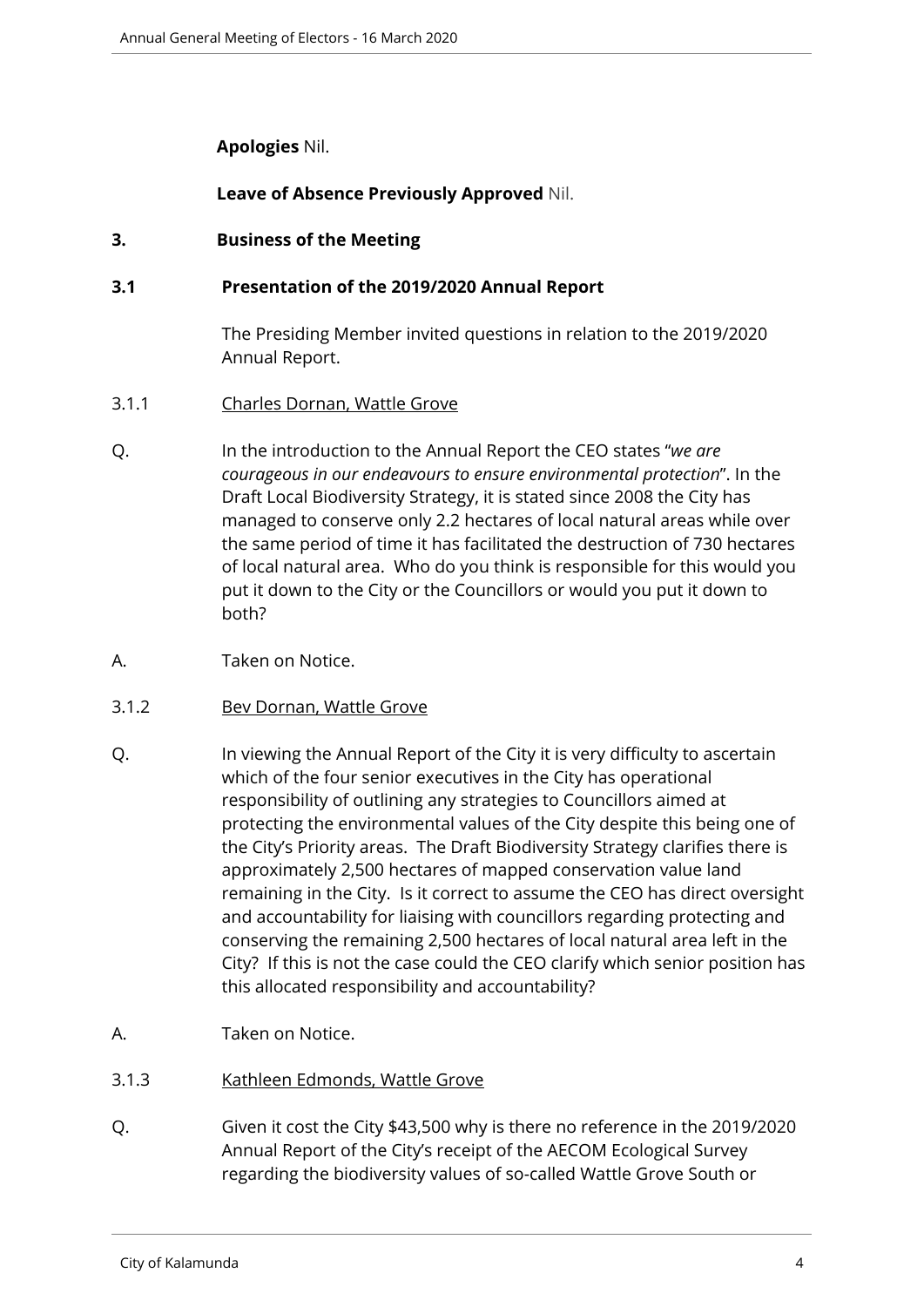**Apologies** Nil.

**Leave of Absence Previously Approved** Nil.

## 3. Business of the Meeting

### 3.1 Presentation of the 2019/2020 Annual Report

The Presiding Member invited questions in relation to the 2019/2020 Annual Report.

3.1.1 Charles Dornan, Wattle Grove

Q. In the introduction to the Annual Report the CEO states "*we are courageous in our endeavours to ensure environmental protection*". In the Draft Local Biodiversity Strategy, it is stated since 2008 the City has managed to conserve only 2.2 hectares of local natural areas while over the same period of time it has facilitated the destruction of 730 hectares of local natural area. Who do you think is responsible for this would you put it down to the City or the Councillors or would you put it down to both?

A. Taken on Notice.

3.1.2 Bev Dornan, Wattle Grove

Q. In viewing the Annual Report of the City it is very difficulty to ascertain which of the four senior executives in the City has operational responsibility of outlining any strategies to Councillors aimed at protecting the environmental values of the City despite this being one of the City's Priority areas. The Draft Biodiversity Strategy clarifies there is approximately 2,500 hectares of mapped conservation value land remaining in the City. Is it correct to assume the CEO has direct oversight and accountability for liaising with councillors regarding protecting and conserving the remaining 2,500 hectares of local natural area left in the City? If this is not the case could the CEO clarify which senior position has this allocated responsibility and accountability?

A. Taken on Notice.

3.1.3 Kathleen Edmonds, Wattle Grove

Q. Given it cost the City $43,500 why is there no reference in the 2019/2020 Annual Report of the City's receipt of the AECOM Ecological Survey regarding the biodiversity values of so-called Wattle Grove South or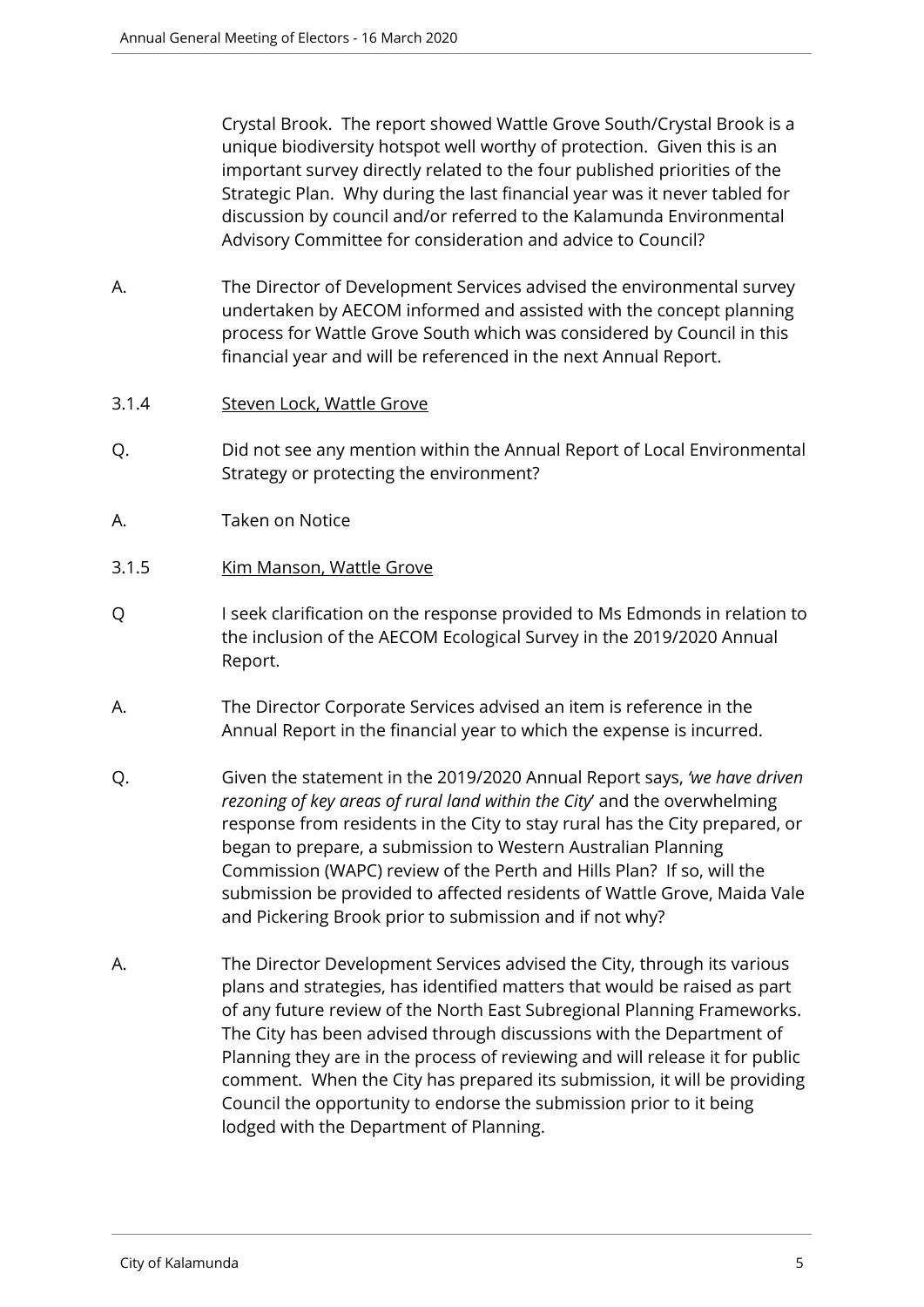Crystal Brook. The report showed Wattle Grove South/Crystal Brook is a unique biodiversity hotspot well worthy of protection. Given this is an important survey directly related to the four published priorities of the Strategic Plan. Why during the last financial year was it never tabled for discussion by council and/or referred to the Kalamunda Environmental Advisory Committee for consideration and advice to Council?

A. The Director of Development Services advised the environmental survey undertaken by AECOM informed and assisted with the concept planning process for Wattle Grove South which was considered by Council in this financial year and will be referenced in the next Annual Report.

3.1.4 Steven Lock, Wattle Grove

Q. Did not see any mention within the Annual Report of Local Environmental Strategy or protecting the environment?

A. Taken on Notice

3.1.5 Kim Manson, Wattle Grove

Q I seek clarification on the response provided to Ms Edmonds in relation to the inclusion of the AECOM Ecological Survey in the 2019/2020 Annual Report.

A. The Director Corporate Services advised an item is reference in the Annual Report in the financial year to which the expense is incurred.

Q. Given the statement in the 2019/2020 Annual Report says, *'we have driven rezoning of key areas of rural land within the City'* and the overwhelming response from residents in the City to stay rural has the City prepared, or began to prepare, a submission to Western Australian Planning Commission (WAPC) review of the Perth and Hills Plan? If so, will the submission be provided to affected residents of Wattle Grove, Maida Vale and Pickering Brook prior to submission and if not why?

A. The Director Development Services advised the City, through its various plans and strategies, has identified matters that would be raised as part of any future review of the North East Subregional Planning Frameworks. The City has been advised through discussions with the Department of Planning they are in the process of reviewing and will release it for public comment. When the City has prepared its submission, it will be providing Council the opportunity to endorse the submission prior to it being lodged with the Department of Planning.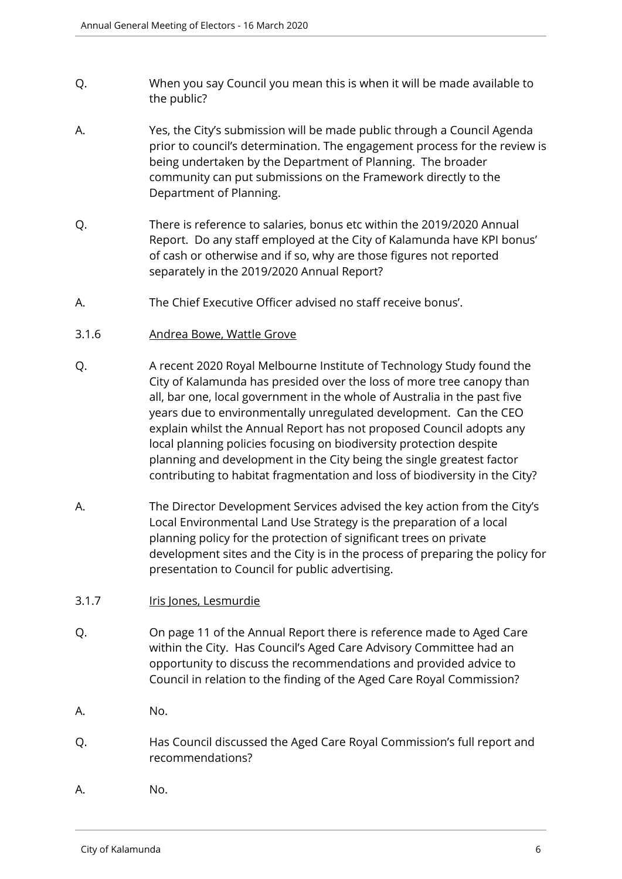Q. When you say Council you mean this is when it will be made available to the public?

A. Yes, the City's submission will be made public through a Council Agenda prior to council's determination. The engagement process for the review is being undertaken by the Department of Planning. The broader community can put submissions on the Framework directly to the Department of Planning.

Q. There is reference to salaries, bonus etc within the 2019/2020 Annual Report. Do any staff employed at the City of Kalamunda have KPI bonus' of cash or otherwise and if so, why are those figures not reported separately in the 2019/2020 Annual Report?

A. The Chief Executive Officer advised no staff receive bonus'.

3.1.6 Andrea Bowe, Wattle Grove

Q. A recent 2020 Royal Melbourne Institute of Technology Study found the City of Kalamunda has presided over the loss of more tree canopy than all, bar one, local government in the whole of Australia in the past five years due to environmentally unregulated development. Can the CEO explain whilst the Annual Report has not proposed Council adopts any local planning policies focusing on biodiversity protection despite planning and development in the City being the single greatest factor contributing to habitat fragmentation and loss of biodiversity in the City?

A. The Director Development Services advised the key action from the City's Local Environmental Land Use Strategy is the preparation of a local planning policy for the protection of significant trees on private development sites and the City is in the process of preparing the policy for presentation to Council for public advertising.

3.1.7 Iris Jones, Lesmurdie

Q. On page 11 of the Annual Report there is reference made to Aged Care within the City. Has Council's Aged Care Advisory Committee had an opportunity to discuss the recommendations and provided advice to Council in relation to the finding of the Aged Care Royal Commission?

A. No.

Q. Has Council discussed the Aged Care Royal Commission's full report and recommendations?

A. No.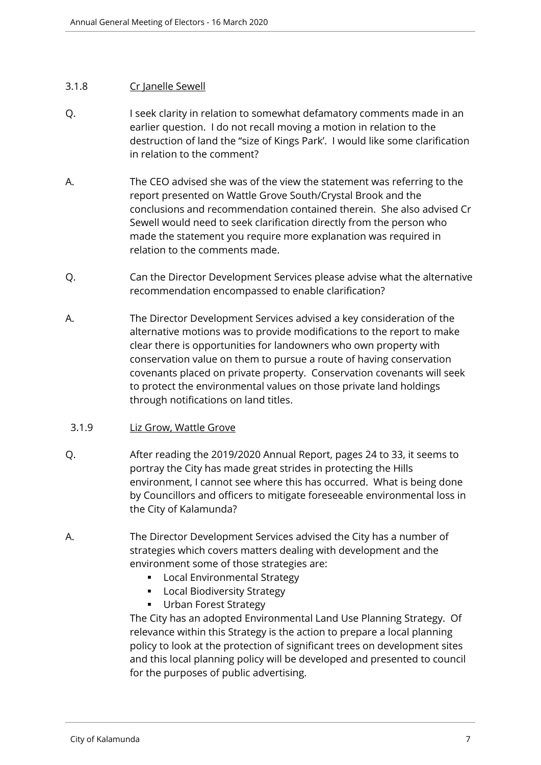3.1.8 Cr Janelle Sewell

Q. I seek clarity in relation to somewhat defamatory comments made in an earlier question. I do not recall moving a motion in relation to the destruction of land the "size of Kings Park'. I would like some clarification in relation to the comment?

A. The CEO advised she was of the view the statement was referring to the report presented on Wattle Grove South/Crystal Brook and the conclusions and recommendation contained therein. She also advised Cr Sewell would need to seek clarification directly from the person who made the statement you require more explanation was required in relation to the comments made.

Q. Can the Director Development Services please advise what the alternative recommendation encompassed to enable clarification?

A. The Director Development Services advised a key consideration of the alternative motions was to provide modifications to the report to make clear there is opportunities for landowners who own property with conservation value on them to pursue a route of having conservation covenants placed on private property. Conservation covenants will seek to protect the environmental values on those private land holdings through notifications on land titles.

3.1.9 Liz Grow, Wattle Grove

Q. After reading the 2019/2020 Annual Report, pages 24 to 33, it seems to portray the City has made great strides in protecting the Hills environment, I cannot see where this has occurred. What is being done by Councillors and officers to mitigate foreseeable environmental loss in the City of Kalamunda?

A. The Director Development Services advised the City has a number of strategies which covers matters dealing with development and the environment some of those strategies are:

- Local Environmental Strategy
- Local Biodiversity Strategy
- Urban Forest Strategy

The City has an adopted Environmental Land Use Planning Strategy. Of relevance within this Strategy is the action to prepare a local planning policy to look at the protection of significant trees on development sites and this local planning policy will be developed and presented to council for the purposes of public advertising.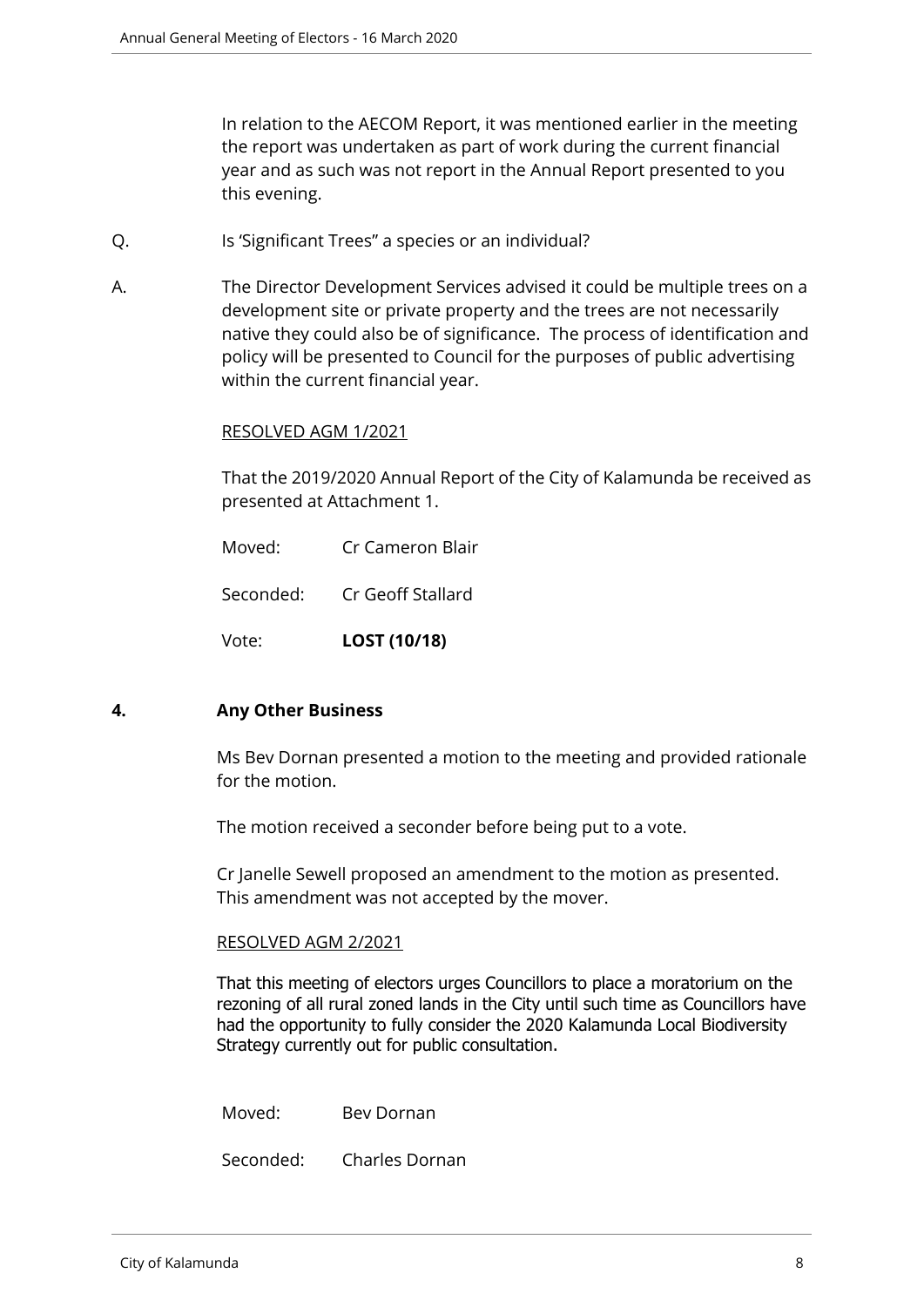In relation to the AECOM Report, it was mentioned earlier in the meeting the report was undertaken as part of work during the current financial year and as such was not report in the Annual Report presented to you this evening.

Q. Is 'Significant Trees" a species or an individual?

A. The Director Development Services advised it could be multiple trees on a development site or private property and the trees are not necessarily native they could also be of significance. The process of identification and policy will be presented to Council for the purposes of public advertising within the current financial year.

RESOLVED AGM 1/2021

That the 2019/2020 Annual Report of the City of Kalamunda be received as presented at Attachment 1.

Moved: Cr Cameron Blair

Seconded: Cr Geoff Stallard

Vote: **LOST (10/18)**

## 4. Any Other Business

Ms Bev Dornan presented a motion to the meeting and provided rationale for the motion.

The motion received a seconder before being put to a vote.

Cr Janelle Sewell proposed an amendment to the motion as presented. This amendment was not accepted by the mover.

RESOLVED AGM 2/2021

That this meeting of electors urges Councillors to place a moratorium on the rezoning of all rural zoned lands in the City until such time as Councillors have had the opportunity to fully consider the 2020 Kalamunda Local Biodiversity Strategy currently out for public consultation.

Moved: Bev Dornan

Seconded: Charles Dornan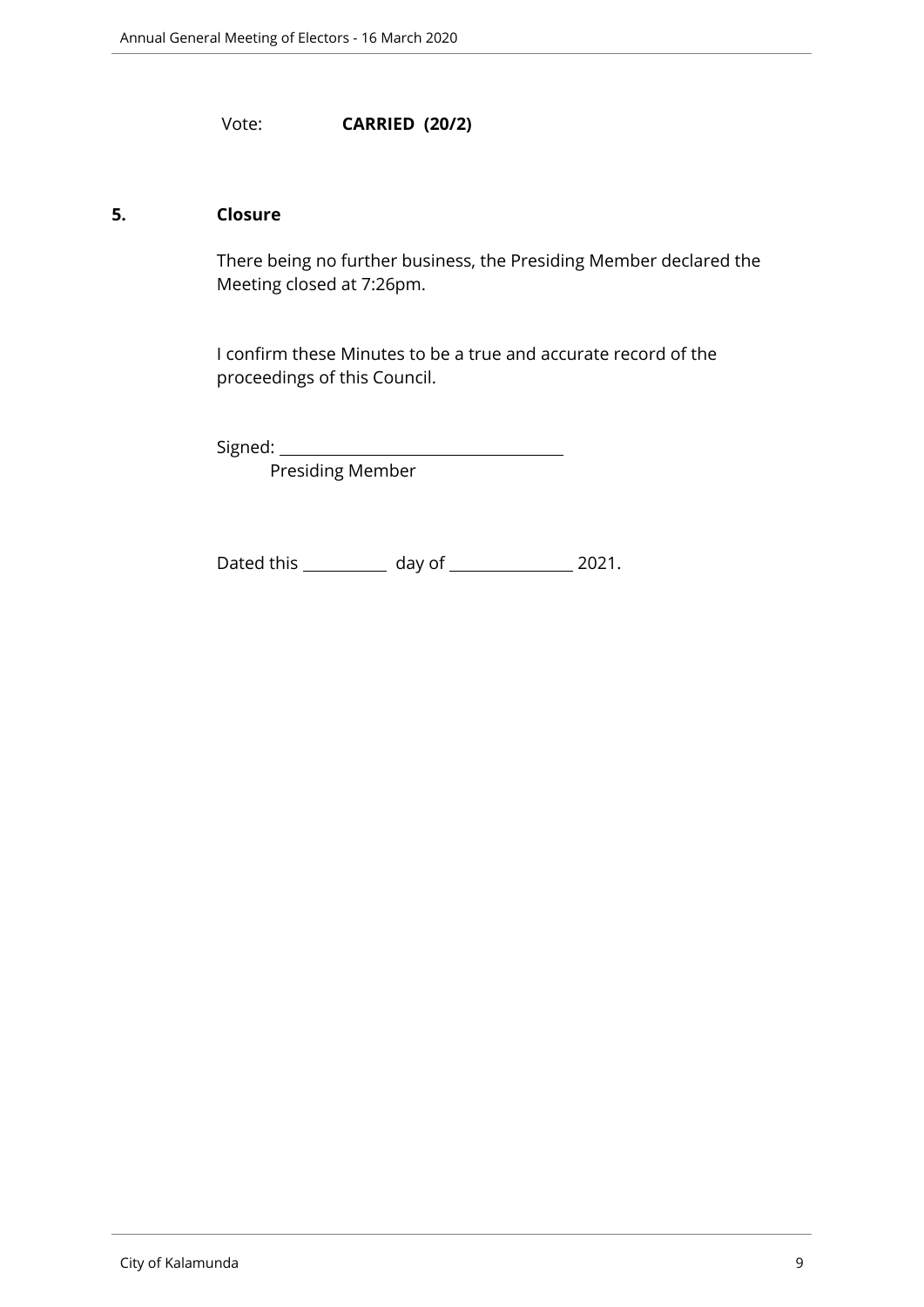Vote: **CARRIED (20/2)**

## 5. Closure

There being no further business, the Presiding Member declared the Meeting closed at 7:26pm.

I confirm these Minutes to be a true and accurate record of the proceedings of this Council.

Signed: ___________________________________

Presiding Member

Dated this __________ day of _______________ 2021.